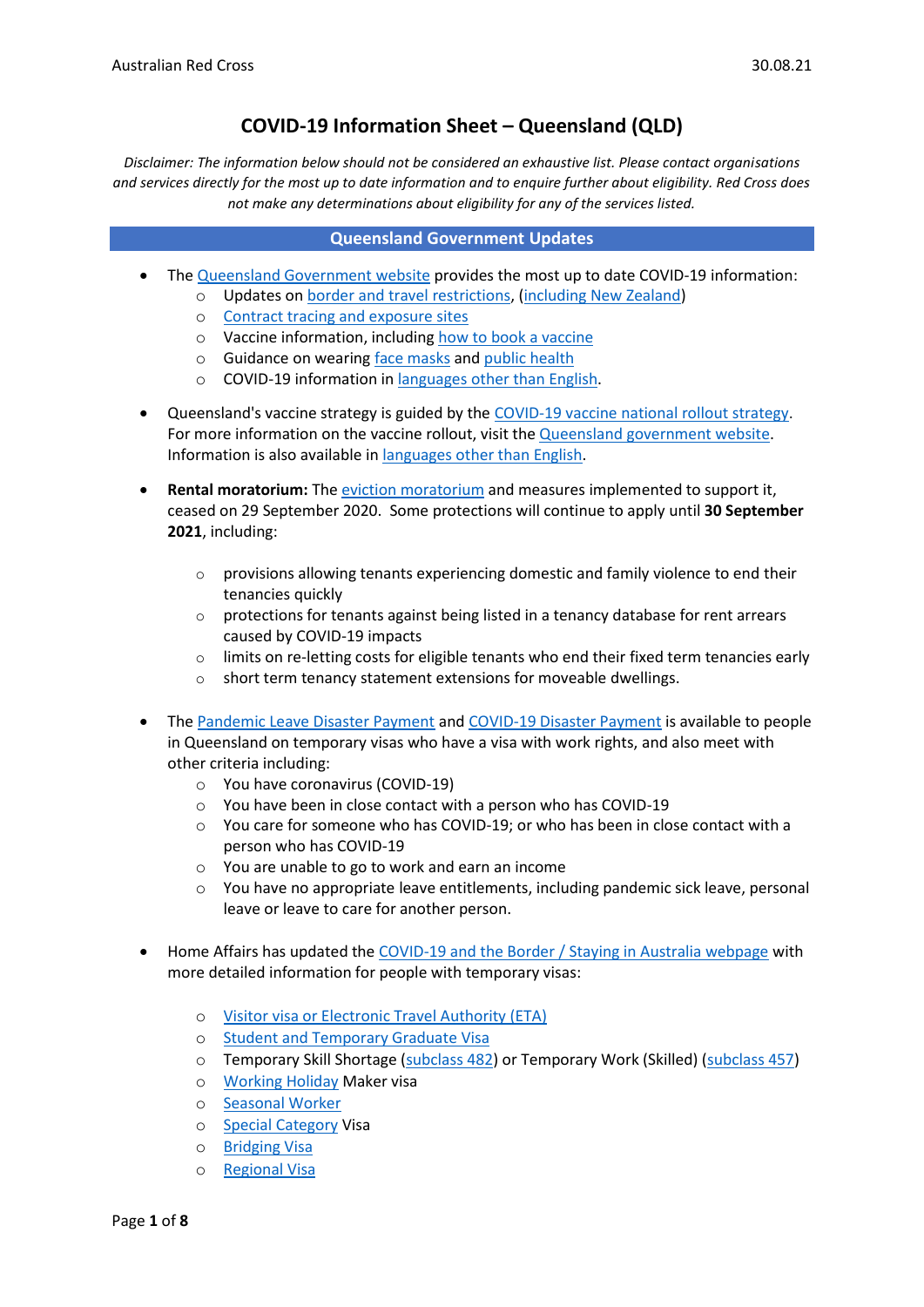# COVID-19 Information Sheet – Queensland (QLD)

*Disclaimer: The information below should not be considered an exhaustive list. Please contact organisations and services directly for the most up to date information and to enquire further about eligibility. Red Cross does not make any determinations about eligibility for any of the services listed.*

## Queensland Government Updates

- The Queensland Government website provides the most up to date COVID-19 information:
  - Updates on border and travel restrictions, (including New Zealand)
  - Contract tracing and exposure sites
  - Vaccine information, including how to book a vaccine
  - Guidance on wearing face masks and public health
  - COVID-19 information in languages other than English.
- Queensland's vaccine strategy is guided by the COVID-19 vaccine national rollout strategy. For more information on the vaccine rollout, visit the Queensland government website. Information is also available in languages other than English.
- **Rental moratorium:** The eviction moratorium and measures implemented to support it, ceased on 29 September 2020. Some protections will continue to apply until **30 September 2021**, including:
  - provisions allowing tenants experiencing domestic and family violence to end their tenancies quickly
  - protections for tenants against being listed in a tenancy database for rent arrears caused by COVID-19 impacts
  - limits on re-letting costs for eligible tenants who end their fixed term tenancies early
  - short term tenancy statement extensions for moveable dwellings.
- The Pandemic Leave Disaster Payment and COVID-19 Disaster Payment is available to people in Queensland on temporary visas who have a visa with work rights, and also meet with other criteria including:
  - You have coronavirus (COVID-19)
  - You have been in close contact with a person who has COVID-19
  - You care for someone who has COVID-19; or who has been in close contact with a person who has COVID-19
  - You are unable to go to work and earn an income
  - You have no appropriate leave entitlements, including pandemic sick leave, personal leave or leave to care for another person.
- Home Affairs has updated the COVID-19 and the Border / Staying in Australia webpage with more detailed information for people with temporary visas:
  - Visitor visa or Electronic Travel Authority (ETA)
  - Student and Temporary Graduate Visa
  - Temporary Skill Shortage (subclass 482) or Temporary Work (Skilled) (subclass 457)
  - Working Holiday Maker visa
  - Seasonal Worker
  - Special Category Visa
  - Bridging Visa
  - Regional Visa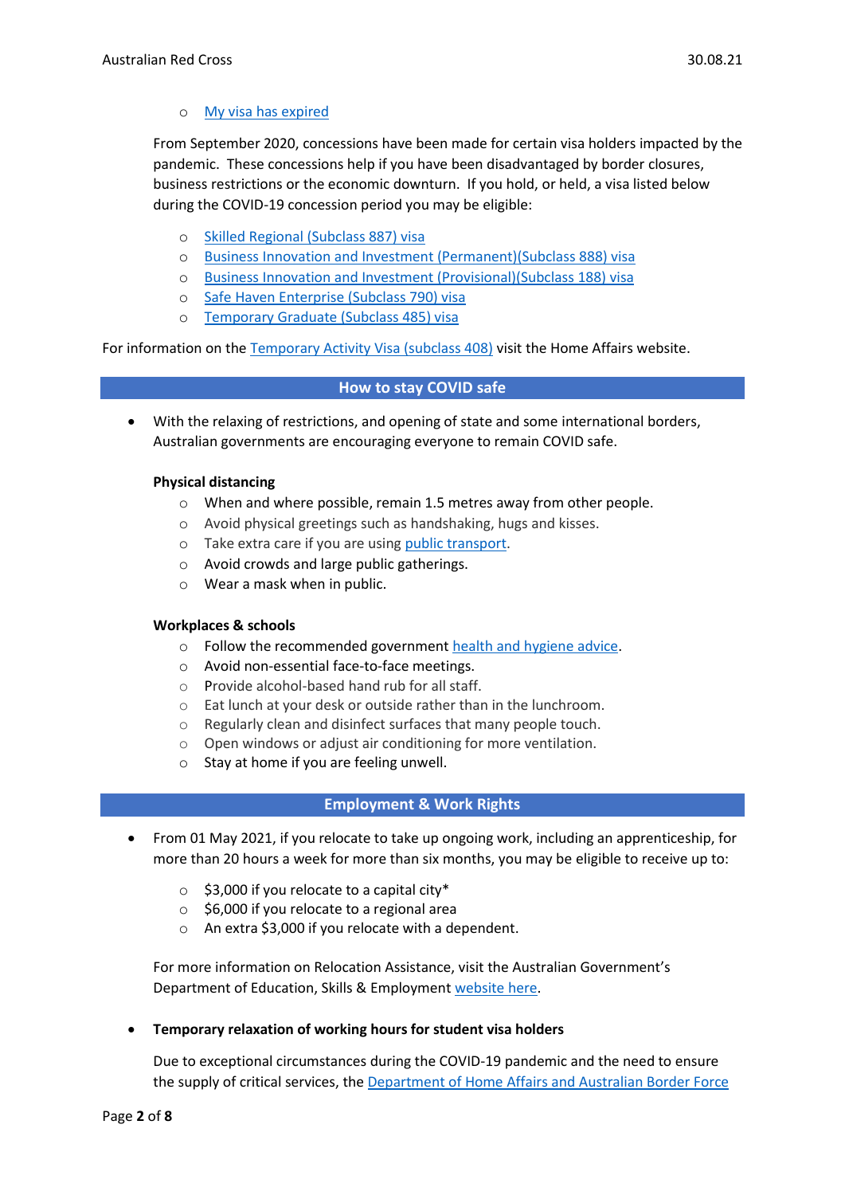- My visa has expired

From September 2020, concessions have been made for certain visa holders impacted by the pandemic. These concessions help if you have been disadvantaged by border closures, business restrictions or the economic downturn. If you hold, or held, a visa listed below during the COVID-19 concession period you may be eligible:

- Skilled Regional (Subclass 887) visa
- Business Innovation and Investment (Permanent)(Subclass 888) visa
- Business Innovation and Investment (Provisional)(Subclass 188) visa
- Safe Haven Enterprise (Subclass 790) visa
- Temporary Graduate (Subclass 485) visa

For information on the Temporary Activity Visa (subclass 408) visit the Home Affairs website.

## How to stay COVID safe

- With the relaxing of restrictions, and opening of state and some international borders, Australian governments are encouraging everyone to remain COVID safe.

**Physical distancing**

- When and where possible, remain 1.5 metres away from other people.
- Avoid physical greetings such as handshaking, hugs and kisses.
- Take extra care if you are using public transport.
- Avoid crowds and large public gatherings.
- Wear a mask when in public.

**Workplaces & schools**

- Follow the recommended government health and hygiene advice.
- Avoid non-essential face-to-face meetings.
- Provide alcohol-based hand rub for all staff.
- Eat lunch at your desk or outside rather than in the lunchroom.
- Regularly clean and disinfect surfaces that many people touch.
- Open windows or adjust air conditioning for more ventilation.
- Stay at home if you are feeling unwell.

## Employment & Work Rights

- From 01 May 2021, if you relocate to take up ongoing work, including an apprenticeship, for more than 20 hours a week for more than six months, you may be eligible to receive up to:

  - $3,000 if you relocate to a capital city*
  - $6,000 if you relocate to a regional area
  - An extra $3,000 if you relocate with a dependent.

  For more information on Relocation Assistance, visit the Australian Government's Department of Education, Skills & Employment website here.

- **Temporary relaxation of working hours for student visa holders**

  Due to exceptional circumstances during the COVID-19 pandemic and the need to ensure the supply of critical services, the Department of Home Affairs and Australian Border Force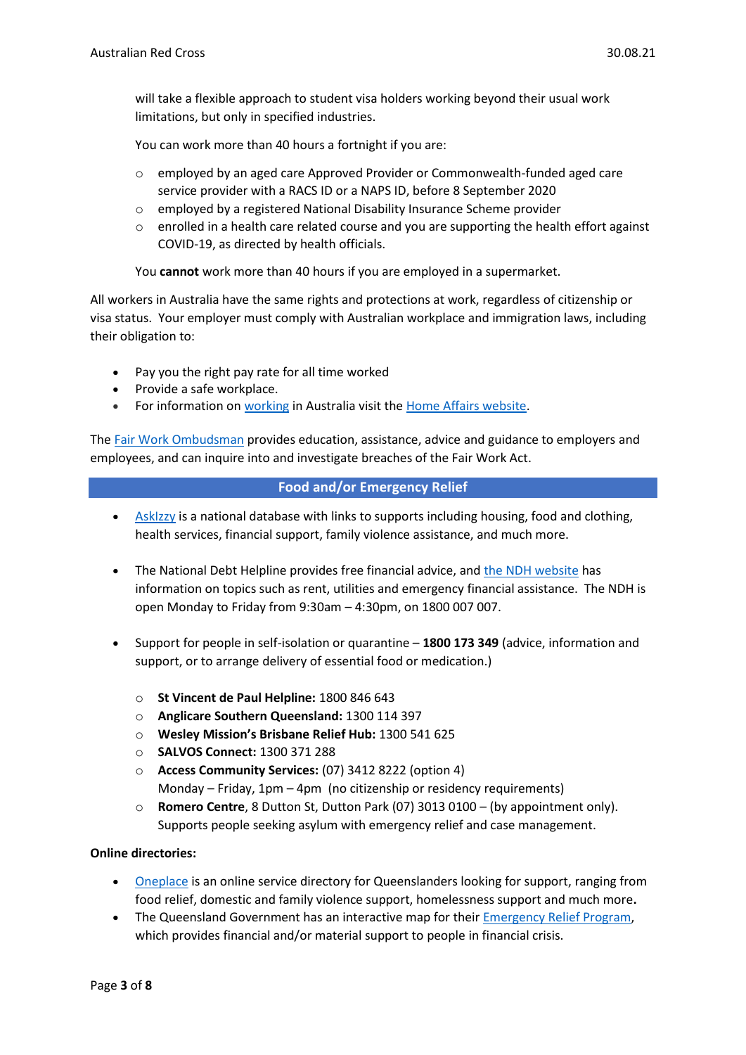will take a flexible approach to student visa holders working beyond their usual work limitations, but only in specified industries.

You can work more than 40 hours a fortnight if you are:

- employed by an aged care Approved Provider or Commonwealth-funded aged care service provider with a RACS ID or a NAPS ID, before 8 September 2020
- employed by a registered National Disability Insurance Scheme provider
- enrolled in a health care related course and you are supporting the health effort against COVID-19, as directed by health officials.

You **cannot** work more than 40 hours if you are employed in a supermarket.

All workers in Australia have the same rights and protections at work, regardless of citizenship or visa status. Your employer must comply with Australian workplace and immigration laws, including their obligation to:

- Pay you the right pay rate for all time worked
- Provide a safe workplace.
- For information on working in Australia visit the Home Affairs website.

The Fair Work Ombudsman provides education, assistance, advice and guidance to employers and employees, and can inquire into and investigate breaches of the Fair Work Act.

## Food and/or Emergency Relief

- AskIzzy is a national database with links to supports including housing, food and clothing, health services, financial support, family violence assistance, and much more.

- The National Debt Helpline provides free financial advice, and the NDH website has information on topics such as rent, utilities and emergency financial assistance. The NDH is open Monday to Friday from 9:30am – 4:30pm, on 1800 007 007.

- Support for people in self-isolation or quarantine – **1800 173 349** (advice, information and support, or to arrange delivery of essential food or medication.)

  - **St Vincent de Paul Helpline:** 1800 846 643
  - **Anglicare Southern Queensland:** 1300 114 397
  - **Wesley Mission's Brisbane Relief Hub:** 1300 541 625
  - **SALVOS Connect:** 1300 371 288
  - **Access Community Services:** (07) 3412 8222 (option 4)
    Monday – Friday, 1pm – 4pm (no citizenship or residency requirements)
  - **Romero Centre**, 8 Dutton St, Dutton Park (07) 3013 0100 – (by appointment only). Supports people seeking asylum with emergency relief and case management.

**Online directories:**

- Oneplace is an online service directory for Queenslanders looking for support, ranging from food relief, domestic and family violence support, homelessness support and much more**.**
- The Queensland Government has an interactive map for their Emergency Relief Program, which provides financial and/or material support to people in financial crisis.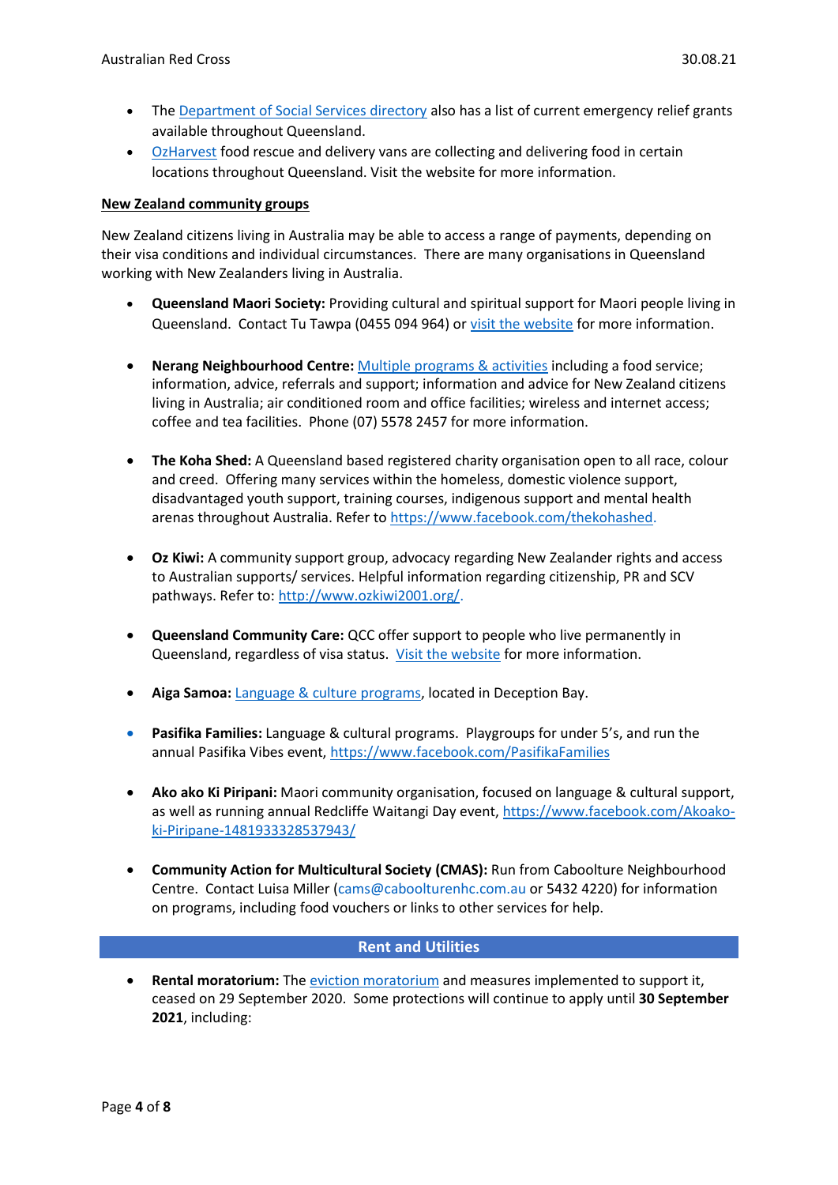- The Department of Social Services directory also has a list of current emergency relief grants available throughout Queensland.
- OzHarvest food rescue and delivery vans are collecting and delivering food in certain locations throughout Queensland. Visit the website for more information.

**New Zealand community groups**

New Zealand citizens living in Australia may be able to access a range of payments, depending on their visa conditions and individual circumstances. There are many organisations in Queensland working with New Zealanders living in Australia.

- **Queensland Maori Society:** Providing cultural and spiritual support for Maori people living in Queensland. Contact Tu Tawpa (0455 094 964) or visit the website for more information.

- **Nerang Neighbourhood Centre:** Multiple programs & activities including a food service; information, advice, referrals and support; information and advice for New Zealand citizens living in Australia; air conditioned room and office facilities; wireless and internet access; coffee and tea facilities. Phone (07) 5578 2457 for more information.

- **The Koha Shed:** A Queensland based registered charity organisation open to all race, colour and creed. Offering many services within the homeless, domestic violence support, disadvantaged youth support, training courses, indigenous support and mental health arenas throughout Australia. Refer to https://www.facebook.com/thekohashed.

- **Oz Kiwi:** A community support group, advocacy regarding New Zealander rights and access to Australian supports/ services. Helpful information regarding citizenship, PR and SCV pathways. Refer to: http://www.ozkiwi2001.org/.

- **Queensland Community Care:** QCC offer support to people who live permanently in Queensland, regardless of visa status. Visit the website for more information.

- **Aiga Samoa:** Language & culture programs, located in Deception Bay.

- **Pasifika Families:** Language & cultural programs. Playgroups for under 5's, and run the annual Pasifika Vibes event, https://www.facebook.com/PasifikaFamilies

- **Ako ako Ki Piripani:** Maori community organisation, focused on language & cultural support, as well as running annual Redcliffe Waitangi Day event, https://www.facebook.com/Akoako-ki-Piripane-1481933328537943/

- **Community Action for Multicultural Society (CMAS):** Run from Caboolture Neighbourhood Centre. Contact Luisa Miller (cams@caboolturenhc.com.au or 5432 4220) for information on programs, including food vouchers or links to other services for help.

## Rent and Utilities

- **Rental moratorium:** The eviction moratorium and measures implemented to support it, ceased on 29 September 2020. Some protections will continue to apply until **30 September 2021**, including: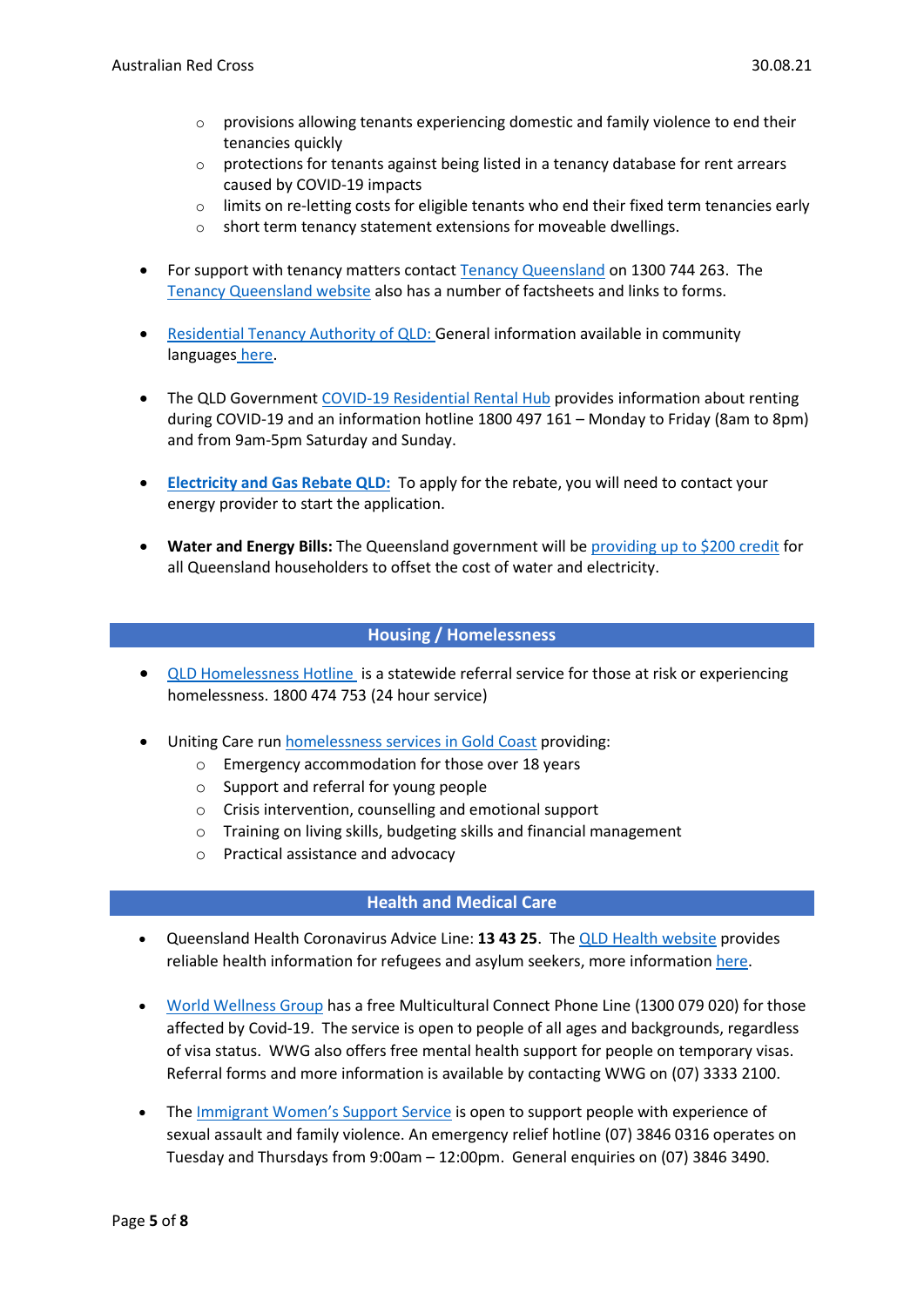- provisions allowing tenants experiencing domestic and family violence to end their tenancies quickly
    - protections for tenants against being listed in a tenancy database for rent arrears caused by COVID-19 impacts
    - limits on re-letting costs for eligible tenants who end their fixed term tenancies early
    - short term tenancy statement extensions for moveable dwellings.

- For support with tenancy matters contact Tenancy Queensland on 1300 744 263. The Tenancy Queensland website also has a number of factsheets and links to forms.

- Residential Tenancy Authority of QLD: General information available in community languages here.

- The QLD Government COVID-19 Residential Rental Hub provides information about renting during COVID-19 and an information hotline 1800 497 161 – Monday to Friday (8am to 8pm) and from 9am-5pm Saturday and Sunday.

- **Electricity and Gas Rebate QLD:** To apply for the rebate, you will need to contact your energy provider to start the application.

- **Water and Energy Bills:** The Queensland government will be providing up to $200 credit for all Queensland householders to offset the cost of water and electricity.

## Housing / Homelessness

- QLD Homelessness Hotline is a statewide referral service for those at risk or experiencing homelessness. 1800 474 753 (24 hour service)

- Uniting Care run homelessness services in Gold Coast providing:
    - Emergency accommodation for those over 18 years
    - Support and referral for young people
    - Crisis intervention, counselling and emotional support
    - Training on living skills, budgeting skills and financial management
    - Practical assistance and advocacy

## Health and Medical Care

- Queensland Health Coronavirus Advice Line: **13 43 25**. The QLD Health website provides reliable health information for refugees and asylum seekers, more information here.

- World Wellness Group has a free Multicultural Connect Phone Line (1300 079 020) for those affected by Covid-19. The service is open to people of all ages and backgrounds, regardless of visa status. WWG also offers free mental health support for people on temporary visas. Referral forms and more information is available by contacting WWG on (07) 3333 2100.

- The Immigrant Women's Support Service is open to support people with experience of sexual assault and family violence. An emergency relief hotline (07) 3846 0316 operates on Tuesday and Thursdays from 9:00am – 12:00pm. General enquiries on (07) 3846 3490.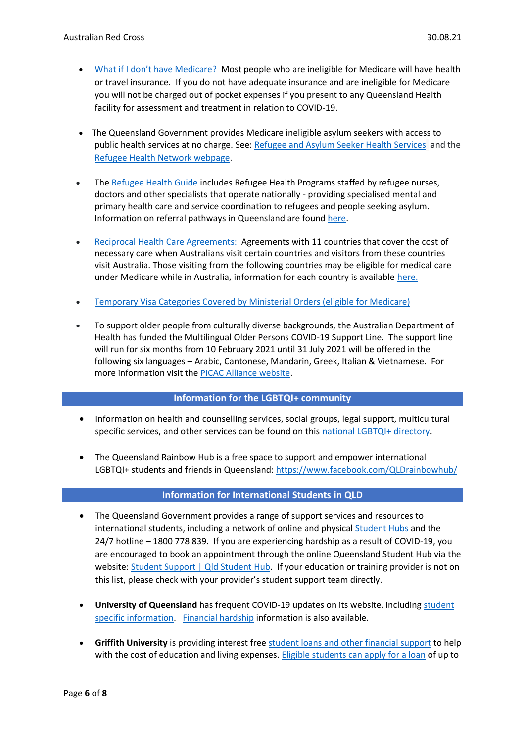- What if I don't have Medicare? Most people who are ineligible for Medicare will have health or travel insurance. If you do not have adequate insurance and are ineligible for Medicare you will not be charged out of pocket expenses if you present to any Queensland Health facility for assessment and treatment in relation to COVID-19.

- The Queensland Government provides Medicare ineligible asylum seekers with access to public health services at no charge. See: Refugee and Asylum Seeker Health Services and the Refugee Health Network webpage.

- The Refugee Health Guide includes Refugee Health Programs staffed by refugee nurses, doctors and other specialists that operate nationally - providing specialised mental and primary health care and service coordination to refugees and people seeking asylum. Information on referral pathways in Queensland are found here.

- Reciprocal Health Care Agreements: Agreements with 11 countries that cover the cost of necessary care when Australians visit certain countries and visitors from these countries visit Australia. Those visiting from the following countries may be eligible for medical care under Medicare while in Australia, information for each country is available here.

- Temporary Visa Categories Covered by Ministerial Orders (eligible for Medicare)

- To support older people from culturally diverse backgrounds, the Australian Department of Health has funded the Multilingual Older Persons COVID-19 Support Line. The support line will run for six months from 10 February 2021 until 31 July 2021 will be offered in the following six languages – Arabic, Cantonese, Mandarin, Greek, Italian & Vietnamese. For more information visit the PICAC Alliance website.

## Information for the LGBTQI+ community

- Information on health and counselling services, social groups, legal support, multicultural specific services, and other services can be found on this national LGBTQI+ directory.

- The Queensland Rainbow Hub is a free space to support and empower international LGBTQI+ students and friends in Queensland: https://www.facebook.com/QLDrainbowhub/

## Information for International Students in QLD

- The Queensland Government provides a range of support services and resources to international students, including a network of online and physical Student Hubs and the 24/7 hotline – 1800 778 839. If you are experiencing hardship as a result of COVID-19, you are encouraged to book an appointment through the online Queensland Student Hub via the website: Student Support | Qld Student Hub. If your education or training provider is not on this list, please check with your provider's student support team directly.

- **University of Queensland** has frequent COVID-19 updates on its website, including student specific information. Financial hardship information is also available.

- **Griffith University** is providing interest free student loans and other financial support to help with the cost of education and living expenses. Eligible students can apply for a loan of up to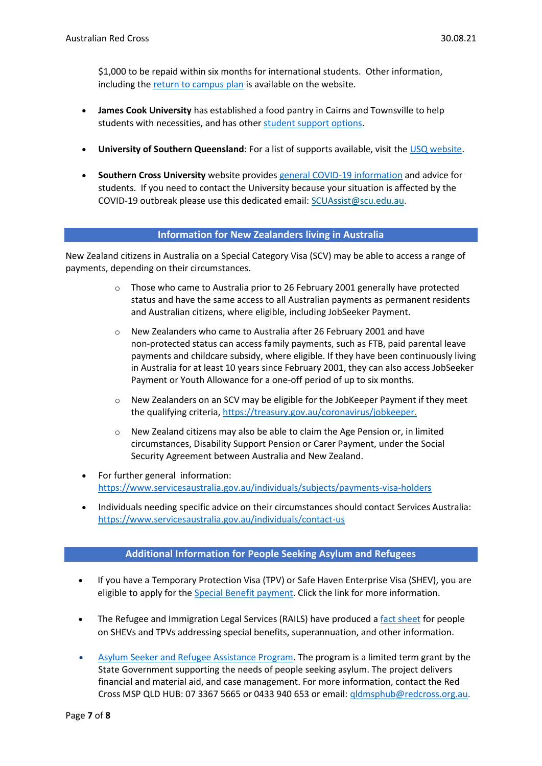$1,000 to be repaid within six months for international students. Other information, including the return to campus plan is available on the website.

- **James Cook University** has established a food pantry in Cairns and Townsville to help students with necessities, and has other student support options.

- **University of Southern Queensland**: For a list of supports available, visit the USQ website.

- **Southern Cross University** website provides general COVID-19 information and advice for students. If you need to contact the University because your situation is affected by the COVID-19 outbreak please use this dedicated email: SCUAssist@scu.edu.au.

## Information for New Zealanders living in Australia

New Zealand citizens in Australia on a Special Category Visa (SCV) may be able to access a range of payments, depending on their circumstances.

  - Those who came to Australia prior to 26 February 2001 generally have protected status and have the same access to all Australian payments as permanent residents and Australian citizens, where eligible, including JobSeeker Payment.

  - New Zealanders who came to Australia after 26 February 2001 and have non-protected status can access family payments, such as FTB, paid parental leave payments and childcare subsidy, where eligible. If they have been continuously living in Australia for at least 10 years since February 2001, they can also access JobSeeker Payment or Youth Allowance for a one-off period of up to six months.

  - New Zealanders on an SCV may be eligible for the JobKeeper Payment if they meet the qualifying criteria, https://treasury.gov.au/coronavirus/jobkeeper.

  - New Zealand citizens may also be able to claim the Age Pension or, in limited circumstances, Disability Support Pension or Carer Payment, under the Social Security Agreement between Australia and New Zealand.

- For further general information: https://www.servicesaustralia.gov.au/individuals/subjects/payments-visa-holders

- Individuals needing specific advice on their circumstances should contact Services Australia: https://www.servicesaustralia.gov.au/individuals/contact-us

## Additional Information for People Seeking Asylum and Refugees

- If you have a Temporary Protection Visa (TPV) or Safe Haven Enterprise Visa (SHEV), you are eligible to apply for the Special Benefit payment. Click the link for more information.

- The Refugee and Immigration Legal Services (RAILS) have produced a fact sheet for people on SHEVs and TPVs addressing special benefits, superannuation, and other information.

- Asylum Seeker and Refugee Assistance Program. The program is a limited term grant by the State Government supporting the needs of people seeking asylum. The project delivers financial and material aid, and case management. For more information, contact the Red Cross MSP QLD HUB: 07 3367 5665 or 0433 940 653 or email: qldmsphub@redcross.org.au.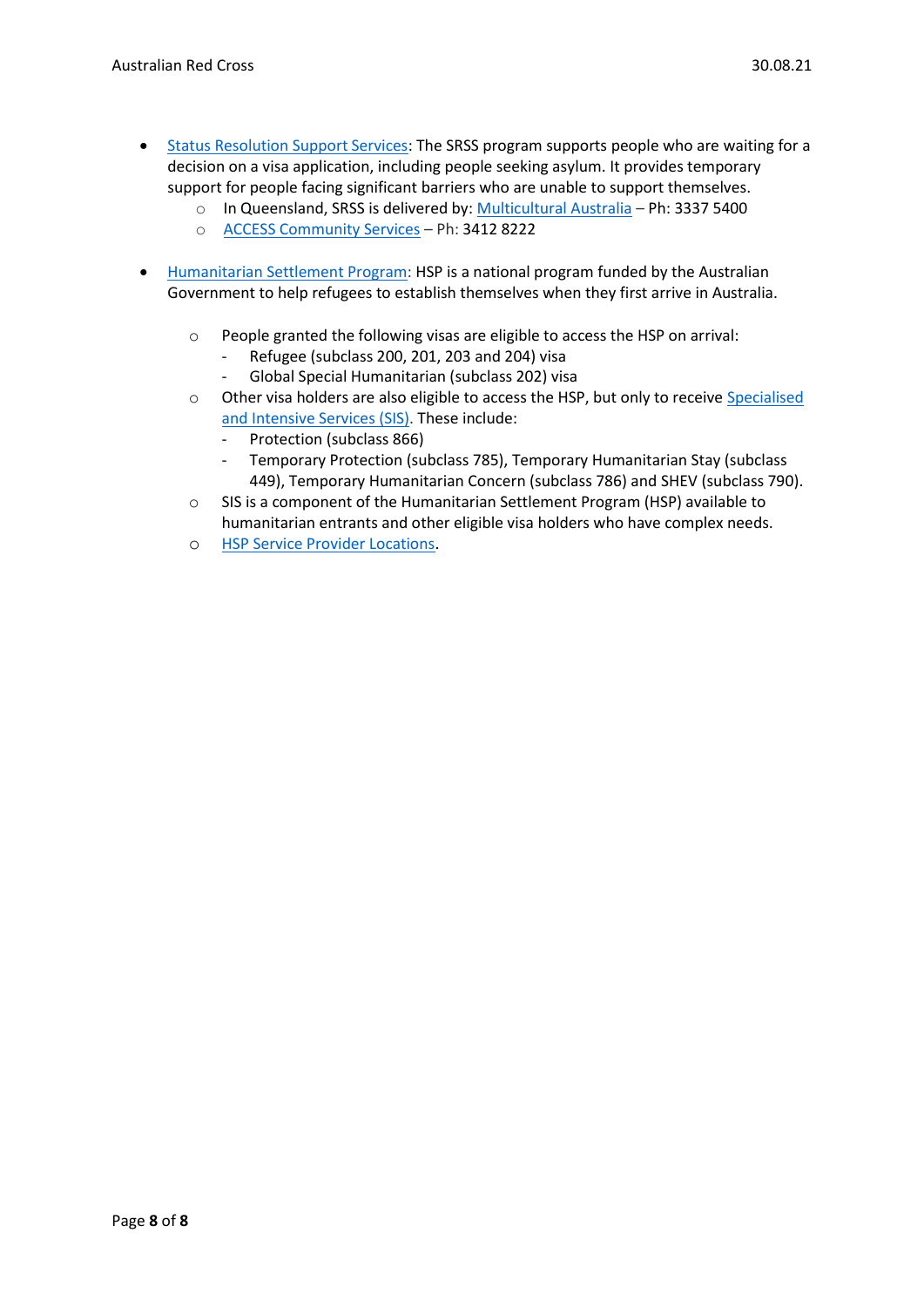- Status Resolution Support Services: The SRSS program supports people who are waiting for a decision on a visa application, including people seeking asylum. It provides temporary support for people facing significant barriers who are unable to support themselves.
    - In Queensland, SRSS is delivered by: Multicultural Australia – Ph: 3337 5400
    - ACCESS Community Services – Ph: 3412 8222

- Humanitarian Settlement Program: HSP is a national program funded by the Australian Government to help refugees to establish themselves when they first arrive in Australia.

    - People granted the following visas are eligible to access the HSP on arrival:
        - Refugee (subclass 200, 201, 203 and 204) visa
        - Global Special Humanitarian (subclass 202) visa
    - Other visa holders are also eligible to access the HSP, but only to receive Specialised and Intensive Services (SIS). These include:
        - Protection (subclass 866)
        - Temporary Protection (subclass 785), Temporary Humanitarian Stay (subclass 449), Temporary Humanitarian Concern (subclass 786) and SHEV (subclass 790).
    - SIS is a component of the Humanitarian Settlement Program (HSP) available to humanitarian entrants and other eligible visa holders who have complex needs.
    - HSP Service Provider Locations.